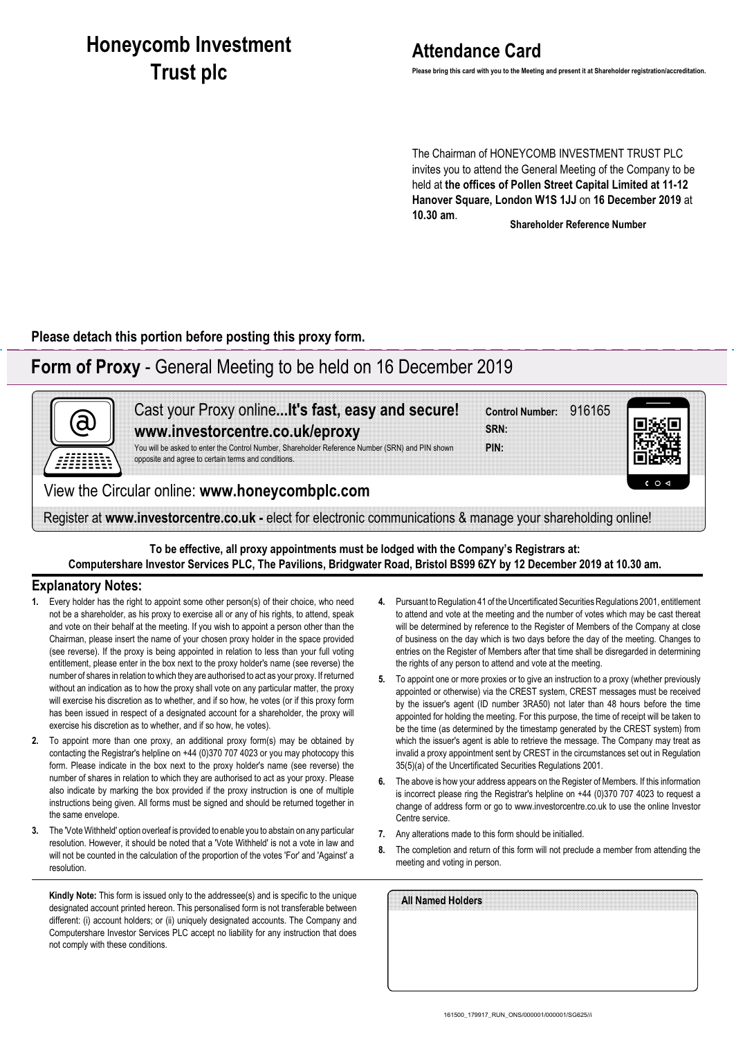# Honeycomb Investment Trust plc

## Attendance Card

**Please bring this card with you to the Meeting and present it at Shareholder registration/accreditation.**

The Chairman of HONEYCOMB INVESTMENT TRUST PLC invites you to attend the General Meeting of the Company to be held at **the offices of Pollen Street Capital Limited at 11-12 Hanover Square, London W1S 1JJ** on **16 December 2019** at **10.30 am**.

**Shareholder Reference Number**

**Please detach this portion before posting this proxy form.**

## Form of Proxy - General Meeting to be held on 16 December 2019

Cast your Proxy online**...It's fast, easy and secure!**
**www.investorcentre.co.uk/eproxy**

You will be asked to enter the Control Number, Shareholder Reference Number (SRN) and PIN shown opposite and agree to certain terms and conditions.

**Control Number:** 916165
**SRN:**
**PIN:**

View the Circular online: **www.honeycombplc.com**

Register at **www.investorcentre.co.uk -** elect for electronic communications & manage your shareholding online!

**To be effective, all proxy appointments must be lodged with the Company's Registrars at: Computershare Investor Services PLC, The Pavilions, Bridgwater Road, Bristol BS99 6ZY by 12 December 2019 at 10.30 am.**

### Explanatory Notes:

1. Every holder has the right to appoint some other person(s) of their choice, who need not be a shareholder, as his proxy to exercise all or any of his rights, to attend, speak and vote on their behalf at the meeting. If you wish to appoint a person other than the Chairman, please insert the name of your chosen proxy holder in the space provided (see reverse). If the proxy is being appointed in relation to less than your full voting entitlement, please enter in the box next to the proxy holder's name (see reverse) the number of shares in relation to which they are authorised to act as your proxy. If returned without an indication as to how the proxy shall vote on any particular matter, the proxy will exercise his discretion as to whether, and if so how, he votes (or if this proxy form has been issued in respect of a designated account for a shareholder, the proxy will exercise his discretion as to whether, and if so how, he votes).
2. To appoint more than one proxy, an additional proxy form(s) may be obtained by contacting the Registrar's helpline on +44 (0)370 707 4023 or you may photocopy this form. Please indicate in the box next to the proxy holder's name (see reverse) the number of shares in relation to which they are authorised to act as your proxy. Please also indicate by marking the box provided if the proxy instruction is one of multiple instructions being given. All forms must be signed and should be returned together in the same envelope.
3. The 'Vote Withheld' option overleaf is provided to enable you to abstain on any particular resolution. However, it should be noted that a 'Vote Withheld' is not a vote in law and will not be counted in the calculation of the proportion of the votes 'For' and 'Against' a resolution.
4. Pursuant to Regulation 41 of the Uncertificated Securities Regulations 2001, entitlement to attend and vote at the meeting and the number of votes which may be cast thereat will be determined by reference to the Register of Members of the Company at close of business on the day which is two days before the day of the meeting. Changes to entries on the Register of Members after that time shall be disregarded in determining the rights of any person to attend and vote at the meeting.
5. To appoint one or more proxies or to give an instruction to a proxy (whether previously appointed or otherwise) via the CREST system, CREST messages must be received by the issuer's agent (ID number 3RA50) not later than 48 hours before the time appointed for holding the meeting. For this purpose, the time of receipt will be taken to be the time (as determined by the timestamp generated by the CREST system) from which the issuer's agent is able to retrieve the message. The Company may treat as invalid a proxy appointment sent by CREST in the circumstances set out in Regulation 35(5)(a) of the Uncertificated Securities Regulations 2001.
6. The above is how your address appears on the Register of Members. If this information is incorrect please ring the Registrar's helpline on +44 (0)370 707 4023 to request a change of address form or go to www.investorcentre.co.uk to use the online Investor Centre service.
7. Any alterations made to this form should be initialled.
8. The completion and return of this form will not preclude a member from attending the meeting and voting in person.

**Kindly Note:** This form is issued only to the addressee(s) and is specific to the unique designated account printed hereon. This personalised form is not transferable between different: (i) account holders; or (ii) uniquely designated accounts. The Company and Computershare Investor Services PLC accept no liability for any instruction that does not comply with these conditions.

**All Named Holders**

161500_179917_RUN_ONS/000001/000001/SG625//i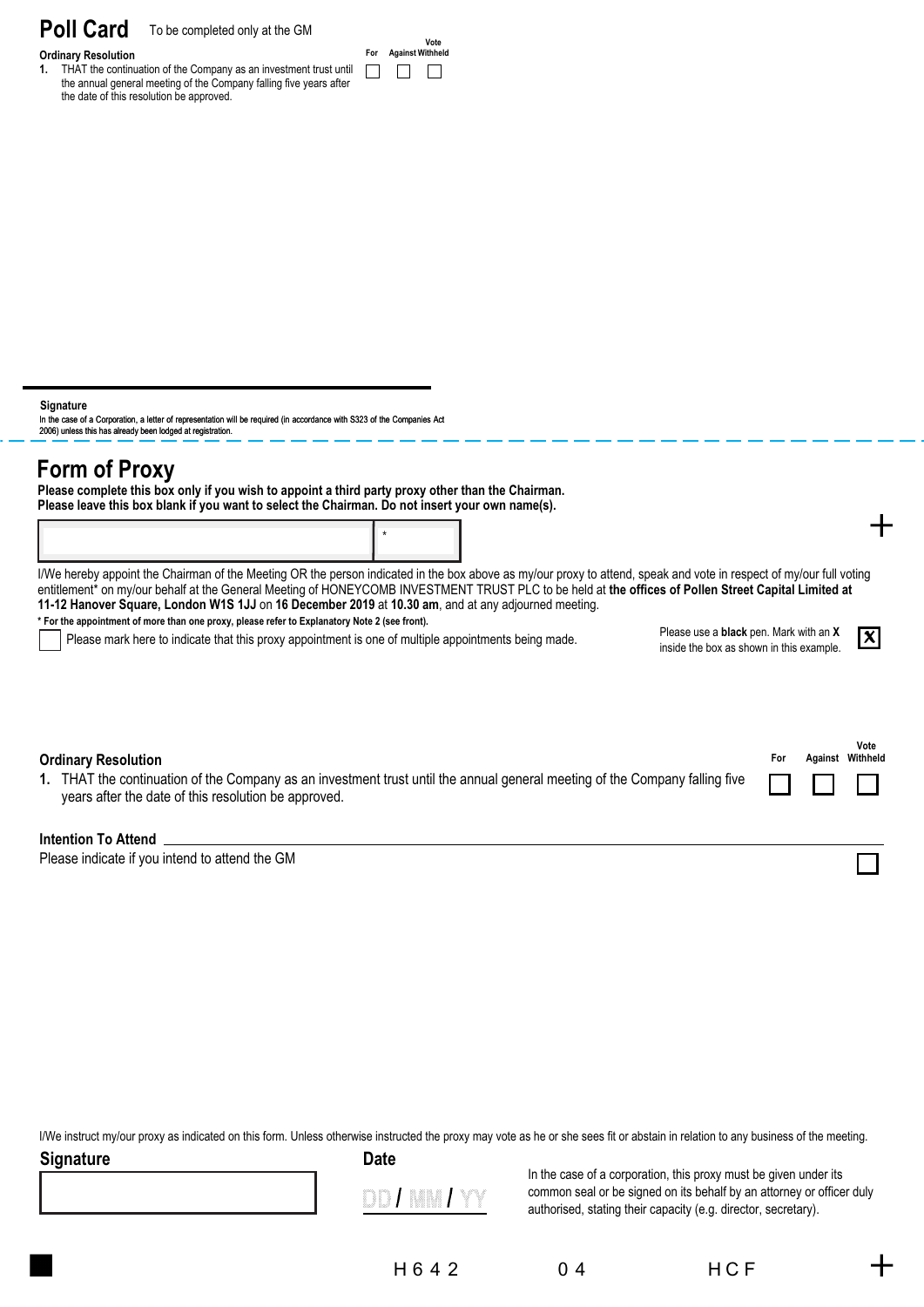## Poll Card

To be completed only at the GM

**Ordinary Resolution**

| | For | Against | Vote Withheld |
|---|---|---|---|
| 1. THAT the continuation of the Company as an investment trust until the annual general meeting of the Company falling five years after the date of this resolution be approved. | ☐ | ☐ | ☐ |

**Signature**

In the case of a Corporation, a letter of representation will be required (in accordance with S323 of the Companies Act 2006) unless this has already been lodged at registration.

## Form of Proxy

**Please complete this box only if you wish to appoint a third party proxy other than the Chairman.**
**Please leave this box blank if you want to select the Chairman. Do not insert your own name(s).**

*

I/We hereby appoint the Chairman of the Meeting OR the person indicated in the box above as my/our proxy to attend, speak and vote in respect of my/our full voting entitlement* on my/our behalf at the General Meeting of HONEYCOMB INVESTMENT TRUST PLC to be held at **the offices of Pollen Street Capital Limited at 11-12 Hanover Square, London W1S 1JJ** on **16 December 2019** at **10.30 am**, and at any adjourned meeting.

**\* For the appointment of more than one proxy, please refer to Explanatory Note 2 (see front).**

☐ Please mark here to indicate that this proxy appointment is one of multiple appointments being made.

Please use a **black** pen. Mark with an **X** inside the box as shown in this example. ☒

**Ordinary Resolution**

| | For | Against | Vote Withheld |
|---|---|---|---|
| **1.** THAT the continuation of the Company as an investment trust until the annual general meeting of the Company falling five years after the date of this resolution be approved. | ☐ | ☐ | ☐ |

**Intention To Attend**

Please indicate if you intend to attend the GM ☐

I/We instruct my/our proxy as indicated on this form. Unless otherwise instructed the proxy may vote as he or she sees fit or abstain in relation to any business of the meeting.

**Signature**

**Date**

DD / MM / YY

In the case of a corporation, this proxy must be given under its common seal or be signed on its behalf by an attorney or officer duly authorised, stating their capacity (e.g. director, secretary).

H 6 4 2 0 4 H C F